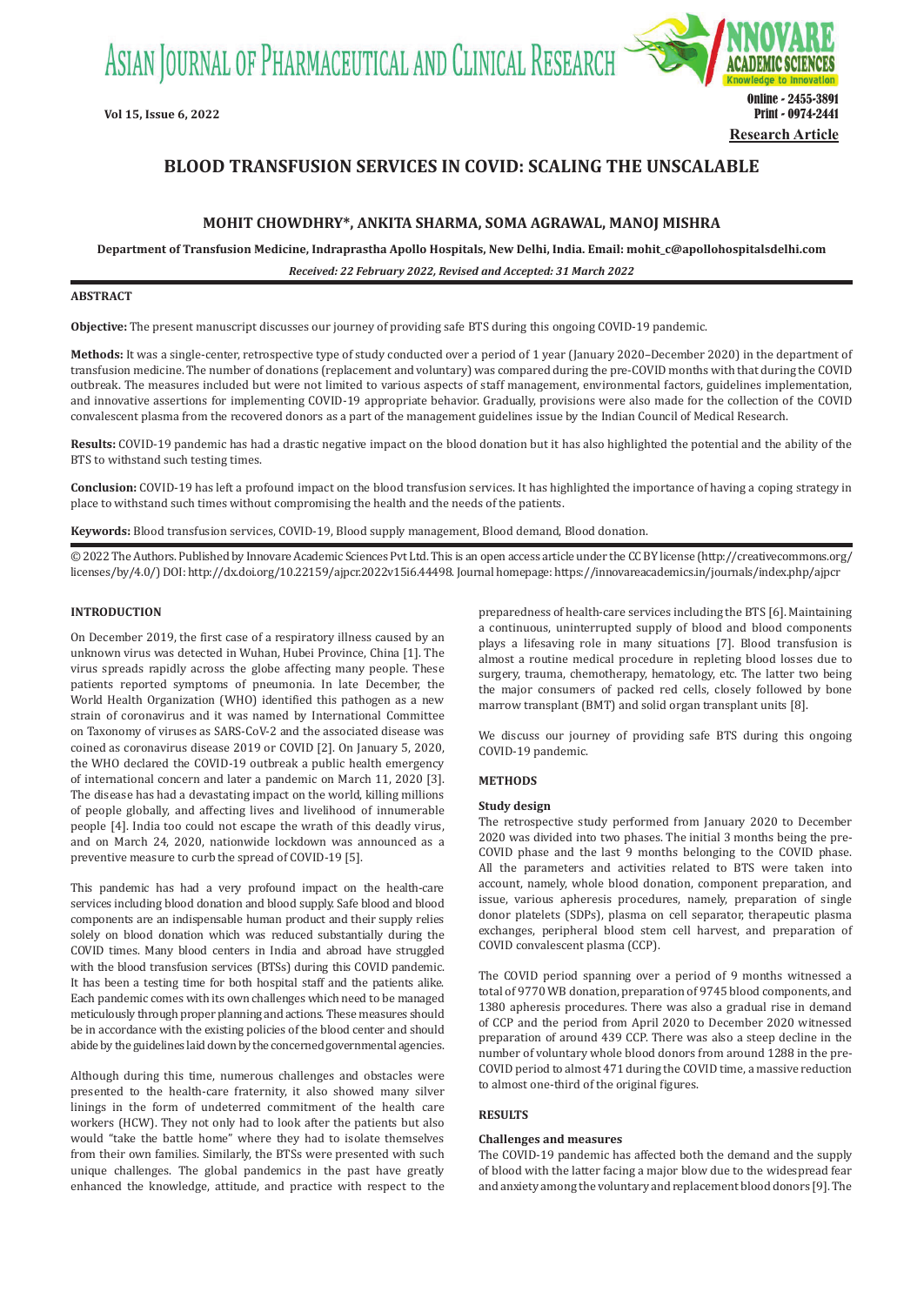Research Article

# BLOOD TRANSFUSION SERVICES IN COVID: SCALING THE UNSCALABLE

**MOHIT CHOWDHRY*, ANKITA SHARMA, SOMA AGRAWAL, MANOJ MISHRA**

**Department of Transfusion Medicine, Indraprastha Apollo Hospitals, New Delhi, India. Email: mohit_c@apollohospitalsdelhi.com**

***Received: 22 February 2022, Revised and Accepted: 31 March 2022***

## ABSTRACT

**Objective:** The present manuscript discusses our journey of providing safe BTS during this ongoing COVID-19 pandemic.

**Methods:** It was a single-center, retrospective type of study conducted over a period of 1 year (January 2020–December 2020) in the department of transfusion medicine. The number of donations (replacement and voluntary) was compared during the pre-COVID months with that during the COVID outbreak. The measures included but were not limited to various aspects of staff management, environmental factors, guidelines implementation, and innovative assertions for implementing COVID-19 appropriate behavior. Gradually, provisions were also made for the collection of the COVID convalescent plasma from the recovered donors as a part of the management guidelines issue by the Indian Council of Medical Research.

**Results:** COVID-19 pandemic has had a drastic negative impact on the blood donation but it has also highlighted the potential and the ability of the BTS to withstand such testing times.

**Conclusion:** COVID-19 has left a profound impact on the blood transfusion services. It has highlighted the importance of having a coping strategy in place to withstand such times without compromising the health and the needs of the patients.

**Keywords:** Blood transfusion services, COVID-19, Blood supply management, Blood demand, Blood donation.

© 2022 The Authors. Published by Innovare Academic Sciences Pvt Ltd. This is an open access article under the CC BY license (http://creativecommons.org/licenses/by/4.0/) DOI: http://dx.doi.org/10.22159/ajpcr.2022v15i6.44498. Journal homepage: https://innovareacademics.in/journals/index.php/ajpcr

## INTRODUCTION

On December 2019, the first case of a respiratory illness caused by an unknown virus was detected in Wuhan, Hubei Province, China [1]. The virus spreads rapidly across the globe affecting many people. These patients reported symptoms of pneumonia. In late December, the World Health Organization (WHO) identified this pathogen as a new strain of coronavirus and it was named by International Committee on Taxonomy of viruses as SARS-CoV-2 and the associated disease was coined as coronavirus disease 2019 or COVID [2]. On January 5, 2020, the WHO declared the COVID-19 outbreak a public health emergency of international concern and later a pandemic on March 11, 2020 [3]. The disease has had a devastating impact on the world, killing millions of people globally, and affecting lives and livelihood of innumerable people [4]. India too could not escape the wrath of this deadly virus, and on March 24, 2020, nationwide lockdown was announced as a preventive measure to curb the spread of COVID-19 [5].

This pandemic has had a very profound impact on the health-care services including blood donation and blood supply. Safe blood and blood components are an indispensable human product and their supply relies solely on blood donation which was reduced substantially during the COVID times. Many blood centers in India and abroad have struggled with the blood transfusion services (BTSs) during this COVID pandemic. It has been a testing time for both hospital staff and the patients alike. Each pandemic comes with its own challenges which need to be managed meticulously through proper planning and actions. These measures should be in accordance with the existing policies of the blood center and should abide by the guidelines laid down by the concerned governmental agencies.

Although during this time, numerous challenges and obstacles were presented to the health-care fraternity, it also showed many silver linings in the form of undeterred commitment of the health care workers (HCW). They not only had to look after the patients but also would "take the battle home" where they had to isolate themselves from their own families. Similarly, the BTSs were presented with such unique challenges. The global pandemics in the past have greatly enhanced the knowledge, attitude, and practice with respect to the preparedness of health-care services including the BTS [6]. Maintaining a continuous, uninterrupted supply of blood and blood components plays a lifesaving role in many situations [7]. Blood transfusion is almost a routine medical procedure in repleting blood losses due to surgery, trauma, chemotherapy, hematology, etc. The latter two being the major consumers of packed red cells, closely followed by bone marrow transplant (BMT) and solid organ transplant units [8].

We discuss our journey of providing safe BTS during this ongoing COVID-19 pandemic.

## METHODS

### Study design

The retrospective study performed from January 2020 to December 2020 was divided into two phases. The initial 3 months being the pre-COVID phase and the last 9 months belonging to the COVID phase. All the parameters and activities related to BTS were taken into account, namely, whole blood donation, component preparation, and issue, various apheresis procedures, namely, preparation of single donor platelets (SDPs), plasma on cell separator, therapeutic plasma exchanges, peripheral blood stem cell harvest, and preparation of COVID convalescent plasma (CCP).

The COVID period spanning over a period of 9 months witnessed a total of 9770 WB donation, preparation of 9745 blood components, and 1380 apheresis procedures. There was also a gradual rise in demand of CCP and the period from April 2020 to December 2020 witnessed preparation of around 439 CCP. There was also a steep decline in the number of voluntary whole blood donors from around 1288 in the pre-COVID period to almost 471 during the COVID time, a massive reduction to almost one-third of the original figures.

## RESULTS

### Challenges and measures

The COVID-19 pandemic has affected both the demand and the supply of blood with the latter facing a major blow due to the widespread fear and anxiety among the voluntary and replacement blood donors [9]. The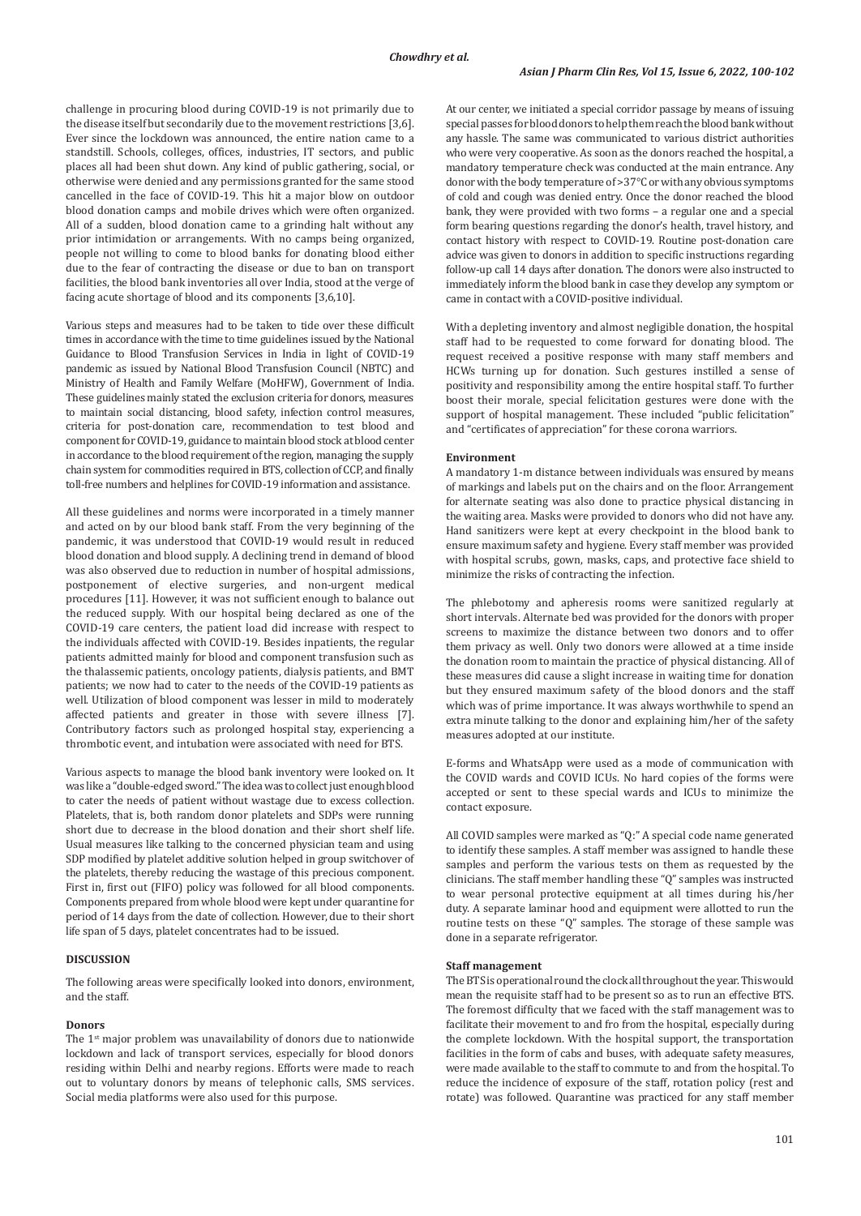challenge in procuring blood during COVID-19 is not primarily due to the disease itself but secondarily due to the movement restrictions [3,6]. Ever since the lockdown was announced, the entire nation came to a standstill. Schools, colleges, offices, industries, IT sectors, and public places all had been shut down. Any kind of public gathering, social, or otherwise were denied and any permissions granted for the same stood cancelled in the face of COVID-19. This hit a major blow on outdoor blood donation camps and mobile drives which were often organized. All of a sudden, blood donation came to a grinding halt without any prior intimidation or arrangements. With no camps being organized, people not willing to come to blood banks for donating blood either due to the fear of contracting the disease or due to ban on transport facilities, the blood bank inventories all over India, stood at the verge of facing acute shortage of blood and its components [3,6,10].

Various steps and measures had to be taken to tide over these difficult times in accordance with the time to time guidelines issued by the National Guidance to Blood Transfusion Services in India in light of COVID-19 pandemic as issued by National Blood Transfusion Council (NBTC) and Ministry of Health and Family Welfare (MoHFW), Government of India. These guidelines mainly stated the exclusion criteria for donors, measures to maintain social distancing, blood safety, infection control measures, criteria for post-donation care, recommendation to test blood and component for COVID-19, guidance to maintain blood stock at blood center in accordance to the blood requirement of the region, managing the supply chain system for commodities required in BTS, collection of CCP, and finally toll-free numbers and helplines for COVID-19 information and assistance.

All these guidelines and norms were incorporated in a timely manner and acted on by our blood bank staff. From the very beginning of the pandemic, it was understood that COVID-19 would result in reduced blood donation and blood supply. A declining trend in demand of blood was also observed due to reduction in number of hospital admissions, postponement of elective surgeries, and non-urgent medical procedures [11]. However, it was not sufficient enough to balance out the reduced supply. With our hospital being declared as one of the COVID-19 care centers, the patient load did increase with respect to the individuals affected with COVID-19. Besides inpatients, the regular patients admitted mainly for blood and component transfusion such as the thalassemic patients, oncology patients, dialysis patients, and BMT patients; we now had to cater to the needs of the COVID-19 patients as well. Utilization of blood component was lesser in mild to moderately affected patients and greater in those with severe illness [7]. Contributory factors such as prolonged hospital stay, experiencing a thrombotic event, and intubation were associated with need for BTS.

Various aspects to manage the blood bank inventory were looked on. It was like a "double-edged sword." The idea was to collect just enough blood to cater the needs of patient without wastage due to excess collection. Platelets, that is, both random donor platelets and SDPs were running short due to decrease in the blood donation and their short shelf life. Usual measures like talking to the concerned physician team and using SDP modified by platelet additive solution helped in group switchover of the platelets, thereby reducing the wastage of this precious component. First in, first out (FIFO) policy was followed for all blood components. Components prepared from whole blood were kept under quarantine for period of 14 days from the date of collection. However, due to their short life span of 5 days, platelet concentrates had to be issued.

## DISCUSSION

The following areas were specifically looked into donors, environment, and the staff.

### Donors

The 1st major problem was unavailability of donors due to nationwide lockdown and lack of transport services, especially for blood donors residing within Delhi and nearby regions. Efforts were made to reach out to voluntary donors by means of telephonic calls, SMS services. Social media platforms were also used for this purpose.

At our center, we initiated a special corridor passage by means of issuing special passes for blood donors to help them reach the blood bank without any hassle. The same was communicated to various district authorities who were very cooperative. As soon as the donors reached the hospital, a mandatory temperature check was conducted at the main entrance. Any donor with the body temperature of >37°C or with any obvious symptoms of cold and cough was denied entry. Once the donor reached the blood bank, they were provided with two forms – a regular one and a special form bearing questions regarding the donor's health, travel history, and contact history with respect to COVID-19. Routine post-donation care advice was given to donors in addition to specific instructions regarding follow-up call 14 days after donation. The donors were also instructed to immediately inform the blood bank in case they develop any symptom or came in contact with a COVID-positive individual.

With a depleting inventory and almost negligible donation, the hospital staff had to be requested to come forward for donating blood. The request received a positive response with many staff members and HCWs turning up for donation. Such gestures instilled a sense of positivity and responsibility among the entire hospital staff. To further boost their morale, special felicitation gestures were done with the support of hospital management. These included "public felicitation" and "certificates of appreciation" for these corona warriors.

### Environment

A mandatory 1-m distance between individuals was ensured by means of markings and labels put on the chairs and on the floor. Arrangement for alternate seating was also done to practice physical distancing in the waiting area. Masks were provided to donors who did not have any. Hand sanitizers were kept at every checkpoint in the blood bank to ensure maximum safety and hygiene. Every staff member was provided with hospital scrubs, gown, masks, caps, and protective face shield to minimize the risks of contracting the infection.

The phlebotomy and apheresis rooms were sanitized regularly at short intervals. Alternate bed was provided for the donors with proper screens to maximize the distance between two donors and to offer them privacy as well. Only two donors were allowed at a time inside the donation room to maintain the practice of physical distancing. All of these measures did cause a slight increase in waiting time for donation but they ensured maximum safety of the blood donors and the staff which was of prime importance. It was always worthwhile to spend an extra minute talking to the donor and explaining him/her of the safety measures adopted at our institute.

E-forms and WhatsApp were used as a mode of communication with the COVID wards and COVID ICUs. No hard copies of the forms were accepted or sent to these special wards and ICUs to minimize the contact exposure.

All COVID samples were marked as "Q:" A special code name generated to identify these samples. A staff member was assigned to handle these samples and perform the various tests on them as requested by the clinicians. The staff member handling these "Q" samples was instructed to wear personal protective equipment at all times during his/her duty. A separate laminar hood and equipment were allotted to run the routine tests on these "Q" samples. The storage of these sample was done in a separate refrigerator.

### Staff management

The BTS is operational round the clock all throughout the year. This would mean the requisite staff had to be present so as to run an effective BTS. The foremost difficulty that we faced with the staff management was to facilitate their movement to and fro from the hospital, especially during the complete lockdown. With the hospital support, the transportation facilities in the form of cabs and buses, with adequate safety measures, were made available to the staff to commute to and from the hospital. To reduce the incidence of exposure of the staff, rotation policy (rest and rotate) was followed. Quarantine was practiced for any staff member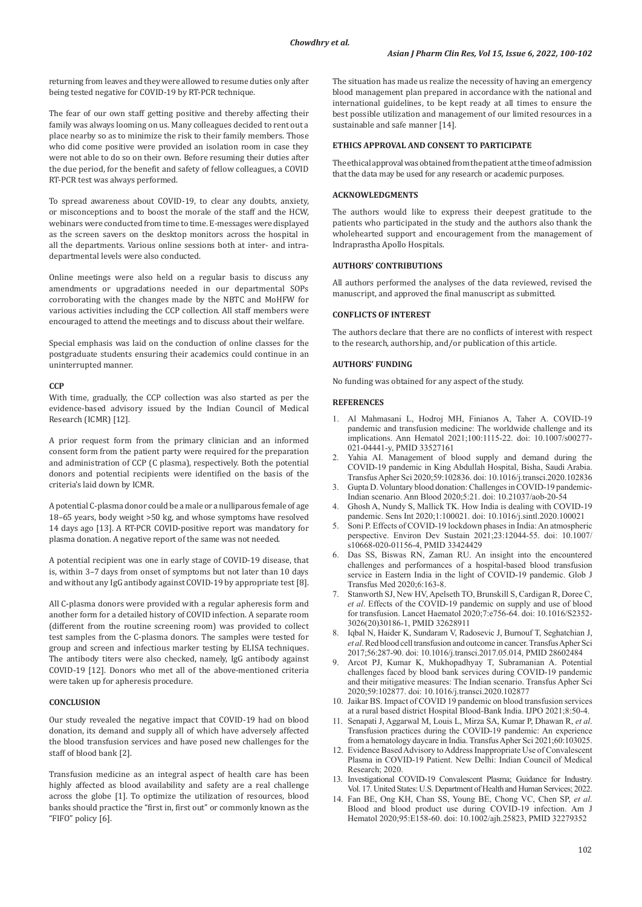returning from leaves and they were allowed to resume duties only after being tested negative for COVID-19 by RT-PCR technique.

The fear of our own staff getting positive and thereby affecting their family was always looming on us. Many colleagues decided to rent out a place nearby so as to minimize the risk to their family members. Those who did come positive were provided an isolation room in case they were not able to do so on their own. Before resuming their duties after the due period, for the benefit and safety of fellow colleagues, a COVID RT-PCR test was always performed.

To spread awareness about COVID-19, to clear any doubts, anxiety, or misconceptions and to boost the morale of the staff and the HCW, webinars were conducted from time to time. E-messages were displayed as the screen savers on the desktop monitors across the hospital in all the departments. Various online sessions both at inter- and intra-departmental levels were also conducted.

Online meetings were also held on a regular basis to discuss any amendments or upgradations needed in our departmental SOPs corroborating with the changes made by the NBTC and MoHFW for various activities including the CCP collection. All staff members were encouraged to attend the meetings and to discuss about their welfare.

Special emphasis was laid on the conduction of online classes for the postgraduate students ensuring their academics could continue in an uninterrupted manner.

### CCP

With time, gradually, the CCP collection was also started as per the evidence-based advisory issued by the Indian Council of Medical Research (ICMR) [12].

A prior request form from the primary clinician and an informed consent form from the patient party were required for the preparation and administration of CCP (C plasma), respectively. Both the potential donors and potential recipients were identified on the basis of the criteria's laid down by ICMR.

A potential C-plasma donor could be a male or a nulliparous female of age 18–65 years, body weight >50 kg, and whose symptoms have resolved 14 days ago [13]. A RT-PCR COVID-positive report was mandatory for plasma donation. A negative report of the same was not needed.

A potential recipient was one in early stage of COVID-19 disease, that is, within 3–7 days from onset of symptoms but not later than 10 days and without any IgG antibody against COVID-19 by appropriate test [8].

All C-plasma donors were provided with a regular apheresis form and another form for a detailed history of COVID infection. A separate room (different from the routine screening room) was provided to collect test samples from the C-plasma donors. The samples were tested for group and screen and infectious marker testing by ELISA techniques. The antibody titers were also checked, namely, IgG antibody against COVID-19 [12]. Donors who met all of the above-mentioned criteria were taken up for apheresis procedure.

## CONCLUSION

Our study revealed the negative impact that COVID-19 had on blood donation, its demand and supply all of which have adversely affected the blood transfusion services and have posed new challenges for the staff of blood bank [2].

Transfusion medicine as an integral aspect of health care has been highly affected as blood availability and safety are a real challenge across the globe [1]. To optimize the utilization of resources, blood banks should practice the "first in, first out" or commonly known as the "FIFO" policy [6].

The situation has made us realize the necessity of having an emergency blood management plan prepared in accordance with the national and international guidelines, to be kept ready at all times to ensure the best possible utilization and management of our limited resources in a sustainable and safe manner [14].

## ETHICS APPROVAL AND CONSENT TO PARTICIPATE

The ethical approval was obtained from the patient at the time of admission that the data may be used for any research or academic purposes.

## ACKNOWLEDGMENTS

The authors would like to express their deepest gratitude to the patients who participated in the study and the authors also thank the wholehearted support and encouragement from the management of Indraprastha Apollo Hospitals.

## AUTHORS' CONTRIBUTIONS

All authors performed the analyses of the data reviewed, revised the manuscript, and approved the final manuscript as submitted.

## CONFLICTS OF INTEREST

The authors declare that there are no conflicts of interest with respect to the research, authorship, and/or publication of this article.

## AUTHORS' FUNDING

No funding was obtained for any aspect of the study.

## REFERENCES

1. Al Mahmasani L, Hodroj MH, Finianos A, Taher A. COVID-19 pandemic and transfusion medicine: The worldwide challenge and its implications. Ann Hematol 2021;100:1115-22. doi: 10.1007/s00277-021-04441-y, PMID 33527161
2. Yahia AI. Management of blood supply and demand during the COVID-19 pandemic in King Abdullah Hospital, Bisha, Saudi Arabia. Transfus Apher Sci 2020;59:102836. doi: 10.1016/j.transci.2020.102836
3. Gupta D. Voluntary blood donation: Challenges in COVID-19 pandemic-Indian scenario. Ann Blood 2020;5:21. doi: 10.21037/aob-20-54
4. Ghosh A, Nundy S, Mallick TK. How India is dealing with COVID-19 pandemic. Sens Int 2020;1:100021. doi: 10.1016/j.sintl.2020.100021
5. Soni P. Effects of COVID-19 lockdown phases in India: An atmospheric perspective. Environ Dev Sustain 2021;23:12044-55. doi: 10.1007/s10668-020-01156-4, PMID 33424429
6. Das SS, Biswas RN, Zaman RU. An insight into the encountered challenges and performances of a hospital-based blood transfusion service in Eastern India in the light of COVID-19 pandemic. Glob J Transfus Med 2020;6:163-8.
7. Stanworth SJ, New HV, Apelseth TO, Brunskill S, Cardigan R, Doree C, *et al*. Effects of the COVID-19 pandemic on supply and use of blood for transfusion. Lancet Haematol 2020;7:e756-64. doi: 10.1016/S2352-3026(20)30186-1, PMID 32628911
8. Iqbal N, Haider K, Sundaram V, Radosevic J, Burnouf T, Seghatchian J, *et al*. Red blood cell transfusion and outcome in cancer. Transfus Apher Sci 2017;56:287-90. doi: 10.1016/j.transci.2017.05.014, PMID 28602484
9. Arcot PJ, Kumar K, Mukhopadhyay T, Subramanian A. Potential challenges faced by blood bank services during COVID-19 pandemic and their mitigative measures: The Indian scenario. Transfus Apher Sci 2020;59:102877. doi: 10.1016/j.transci.2020.102877
10. Jaikar BS. Impact of COVID 19 pandemic on blood transfusion services at a rural based district Hospital Blood-Bank India. IJPO 2021;8:50-4.
11. Senapati J, Aggarwal M, Louis L, Mirza SA, Kumar P, Dhawan R, *et al*. Transfusion practices during the COVID-19 pandemic: An experience from a hematology daycare in India. Transfus Apher Sci 2021;60:103025.
12. Evidence Based Advisory to Address Inappropriate Use of Convalescent Plasma in COVID-19 Patient. New Delhi: Indian Council of Medical Research; 2020.
13. Investigational COVID-19 Convalescent Plasma; Guidance for Industry. Vol. 17. United States: U.S. Department of Health and Human Services; 2022.
14. Fan BE, Ong KH, Chan SS, Young BE, Chong VC, Chen SP, *et al*. Blood and blood product use during COVID-19 infection. Am J Hematol 2020;95:E158-60. doi: 10.1002/ajh.25823, PMID 32279352